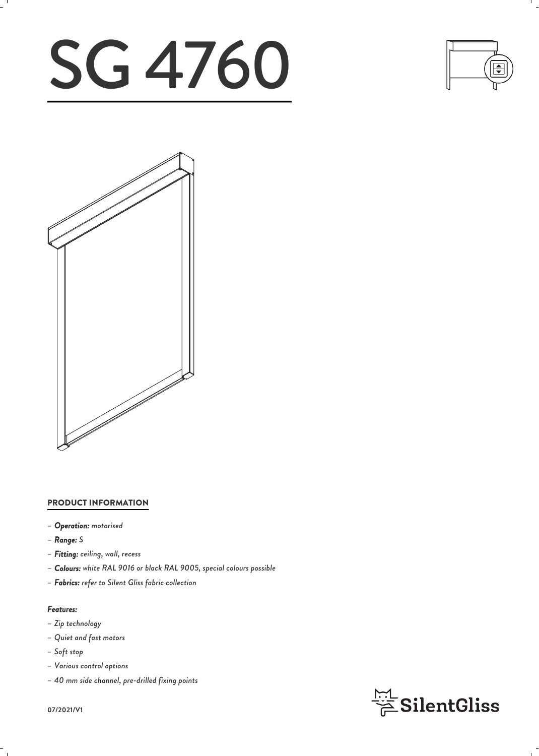# SG 4760

## PRODUCT INFORMATION

- ***Operation:*** *motorised*
- ***Range:*** *S*
- ***Fitting:*** *ceiling, wall, recess*
- ***Colours:*** *white RAL 9016 or black RAL 9005, special colours possible*
- ***Fabrics:*** *refer to Silent Gliss fabric collection*

### *Features:*

- *Zip technology*
- *Quiet and fast motors*
- *Soft stop*
- *Various control options*
- *40 mm side channel, pre-drilled fixing points*

**07/2021/V1**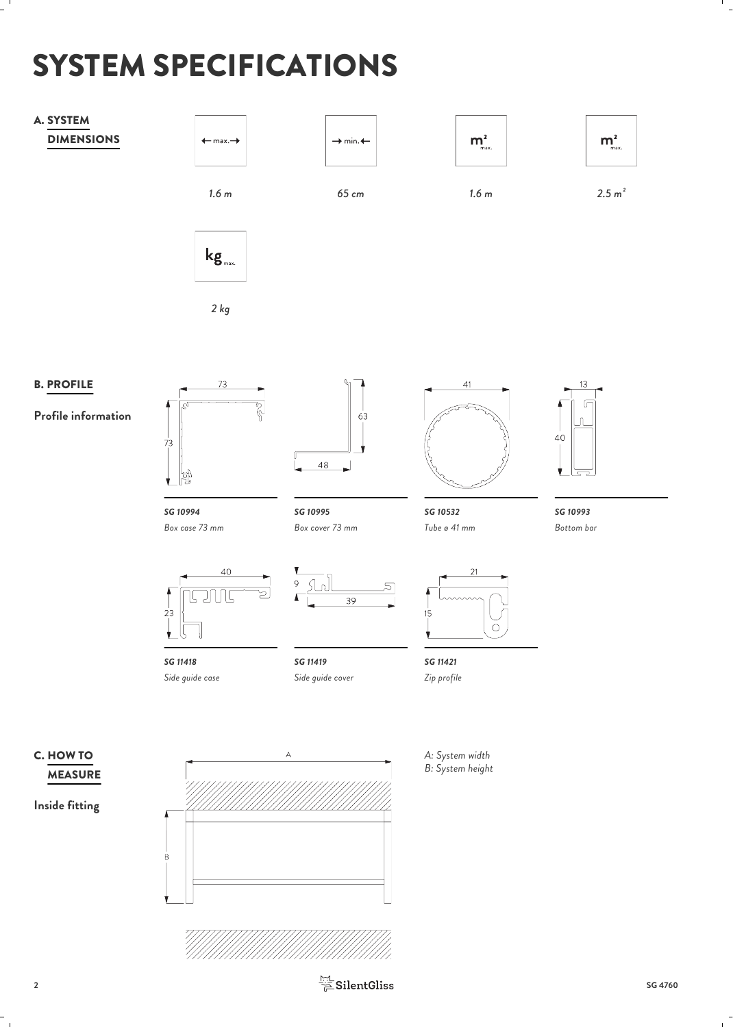# SYSTEM SPECIFICATIONS

## A. SYSTEM DIMENSIONS

| ← max. → | → min. ← | $m^2$ max. | $m^2$ max. |
|---|---|---|---|
| *1.6 m* | *65 cm* | *1.6 m* | *2.5 $m^2$* |

| kg max. |
|---|
| *2 kg* |

## B. PROFILE

**Profile information**

*SG 10994*
*Box case 73 mm*

*SG 10995*
*Box cover 73 mm*

*SG 10532*
*Tube ø 41 mm*

*SG 10993*
*Bottom bar*

*SG 11418*
*Side guide case*

*SG 11419*
*Side guide cover*

*SG 11421*
*Zip profile*

## C. HOW TO MEASURE

**Inside fitting**

*A: System width*
*B: System height*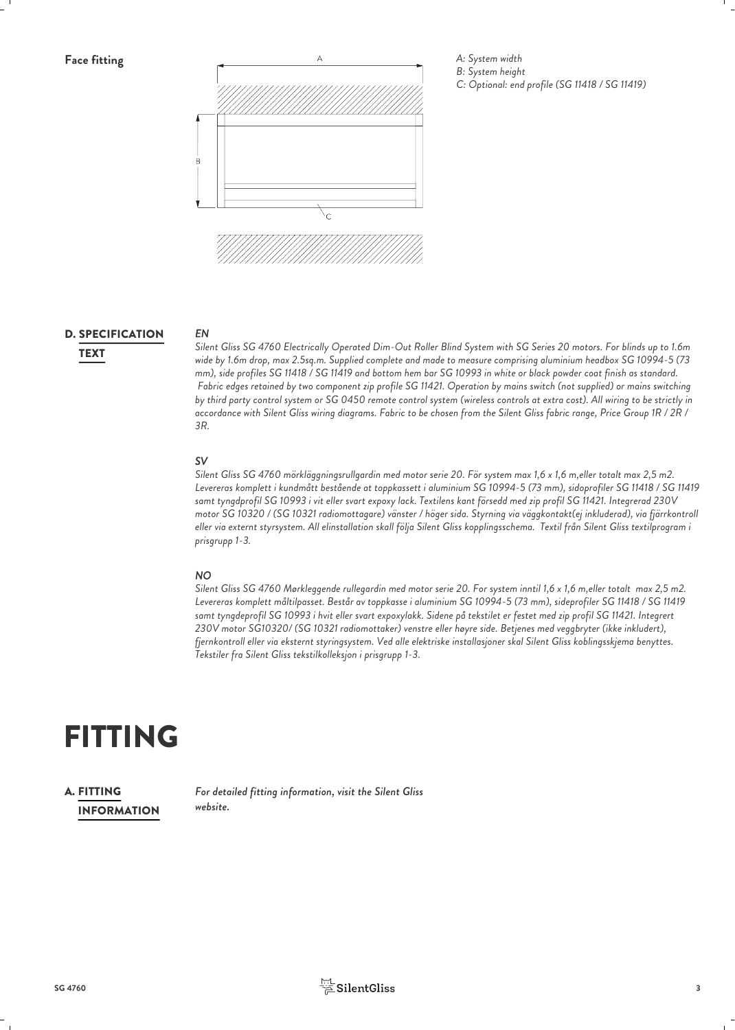**Face fitting**

*A: System width*
*B: System height*
*C: Optional: end profile (SG 11418 / SG 11419)*

## D. SPECIFICATION TEXT

***EN***

*Silent Gliss SG 4760 Electrically Operated Dim-Out Roller Blind System with SG Series 20 motors. For blinds up to 1.6m wide by 1.6m drop, max 2.5sq.m. Supplied complete and made to measure comprising aluminium headbox SG 10994-5 (73 mm), side profiles SG 11418 / SG 11419 and bottom hem bar SG 10993 in white or black powder coat finish as standard. Fabric edges retained by two component zip profile SG 11421. Operation by mains switch (not supplied) or mains switching by third party control system or SG 0450 remote control system (wireless controls at extra cost). All wiring to be strictly in accordance with Silent Gliss wiring diagrams. Fabric to be chosen from the Silent Gliss fabric range, Price Group 1R / 2R / 3R.*

***SV***

*Silent Gliss SG 4760 mörkläggningsrullgardin med motor serie 20. För system max 1,6 x 1,6 m,eller totalt max 2,5 m2. Levereras komplett i kundmått bestående at toppkassett i aluminium SG 10994-5 (73 mm), sidoprofiler SG 11418 / SG 11419 samt tyngdprofil SG 10993 i vit eller svart expoxy lack. Textilens kant försedd med zip profil SG 11421. Integrerad 230V motor SG 10320 / (SG 10321 radiomottagare) vänster / höger sida. Styrning via väggkontakt(ej inkluderad), via fjärrkontroll eller via externt styrsystem. All elinstallation skall följa Silent Gliss kopplingsschema. Textil från Silent Gliss textilprogram i prisgrupp 1-3.*

***NO***

*Silent Gliss SG 4760 Mørkleggende rullegardin med motor serie 20. For system inntil 1,6 x 1,6 m,eller totalt max 2,5 m2. Levereras komplett måltilpasset. Består av toppkasse i aluminium SG 10994-5 (73 mm), sideprofiler SG 11418 / SG 11419 samt tyngdeprofil SG 10993 i hvit eller svart expoxylakk. Sidene på tekstilet er festet med zip profil SG 11421. Integrert 230V motor SG10320/ (SG 10321 radiomottaker) venstre eller høyre side. Betjenes med veggbryter (ikke inkludert), fjernkontroll eller via eksternt styringsystem. Ved alle elektriske installasjoner skal Silent Gliss koblingsskjema benyttes. Tekstiler fra Silent Gliss tekstilkolleksjon i prisgrupp 1-3.*

# FITTING

## A. FITTING INFORMATION

*For detailed fitting information, visit the Silent Gliss website.*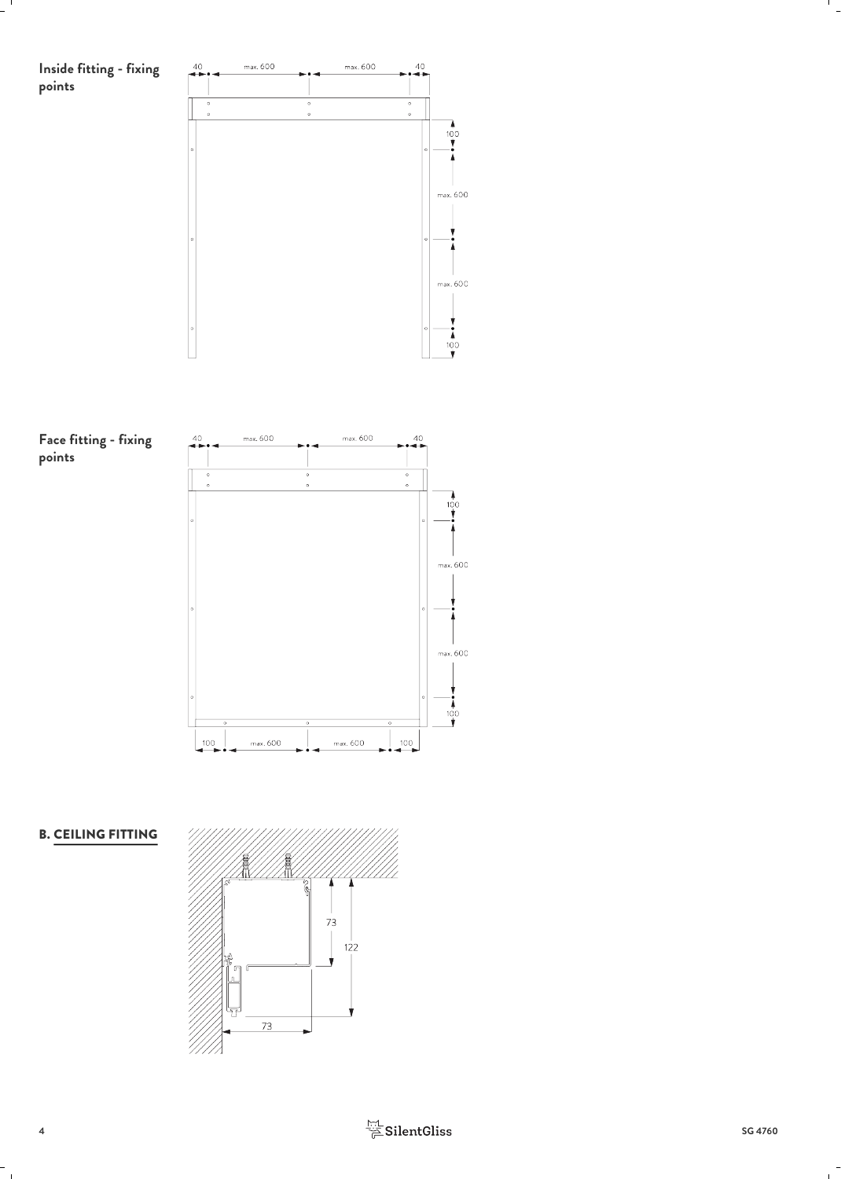## Inside fitting - fixing points

40 max. 600 max. 600 40

100

max. 600

max. 600

100

## Face fitting - fixing points

40 max. 600 max. 600 40

100

max. 600

max. 600

100

100 max. 600 max. 600 100

## B. CEILING FITTING

73

122

73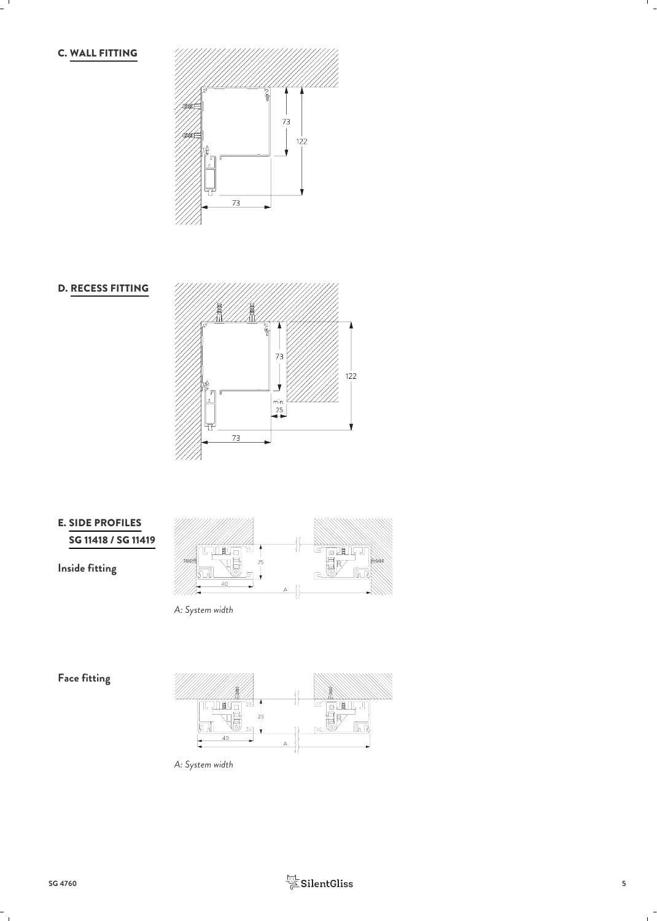## C. WALL FITTING

## D. RECESS FITTING

## E. SIDE PROFILES SG 11418 / SG 11419

**Inside fitting**

*A: System width*

**Face fitting**

*A: System width*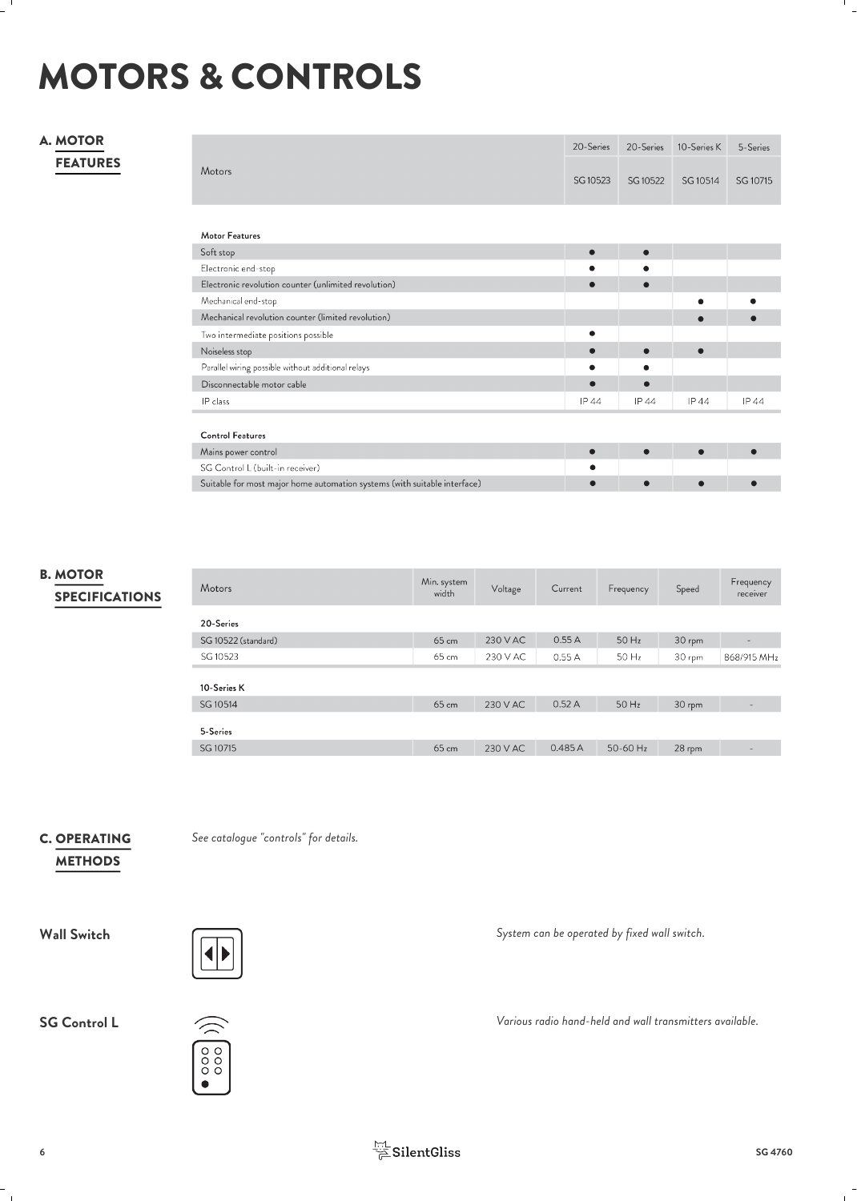# MOTORS & CONTROLS

## A. MOTOR FEATURES

| Motors | 20-Series SG 10523 | 20-Series SG 10522 | 10-Series K SG 10514 | 5-Series SG 10715 |
|---|---|---|---|---|
| **Motor Features** | | | | |
| Soft stop | ● | ● | | |
| Electronic end-stop | ● | ● | | |
| Electronic revolution counter (unlimited revolution) | ● | ● | | |
| Mechanical end-stop | | | ● | ● |
| Mechanical revolution counter (limited revolution) | | | ● | ● |
| Two intermediate positions possible | ● | | | |
| Noiseless stop | ● | ● | ● | |
| Parallel wiring possible without additional relays | ● | ● | | |
| Disconnectable motor cable | ● | ● | | |
| IP class | IP 44 | IP 44 | IP 44 | IP 44 |
| **Control Features** | | | | |
| Mains power control | ● | ● | ● | ● |
| SG Control L (built-in receiver) | ● | | | |
| Suitable for most major home automation systems (with suitable interface) | ● | ● | ● | ● |

## B. MOTOR SPECIFICATIONS

| Motors | Min. system width | Voltage | Current | Frequency | Speed | Frequency receiver |
|---|---|---|---|---|---|---|
| **20-Series** | | | | | | |
| SG 10522 (standard) | 65 cm | 230 V AC | 0.55 A | 50 Hz | 30 rpm | - |
| SG 10523 | 65 cm | 230 V AC | 0.55 A | 50 Hz | 30 rpm | 868/915 MHz |
| **10-Series K** | | | | | | |
| SG 10514 | 65 cm | 230 V AC | 0.52 A | 50 Hz | 30 rpm | - |
| **5-Series** | | | | | | |
| SG 10715 | 65 cm | 230 V AC | 0.485 A | 50-60 Hz | 28 rpm | - |

## C. OPERATING METHODS

*See catalogue "controls" for details.*

**Wall Switch**

*System can be operated by fixed wall switch.*

**SG Control L**

*Various radio hand-held and wall transmitters available.*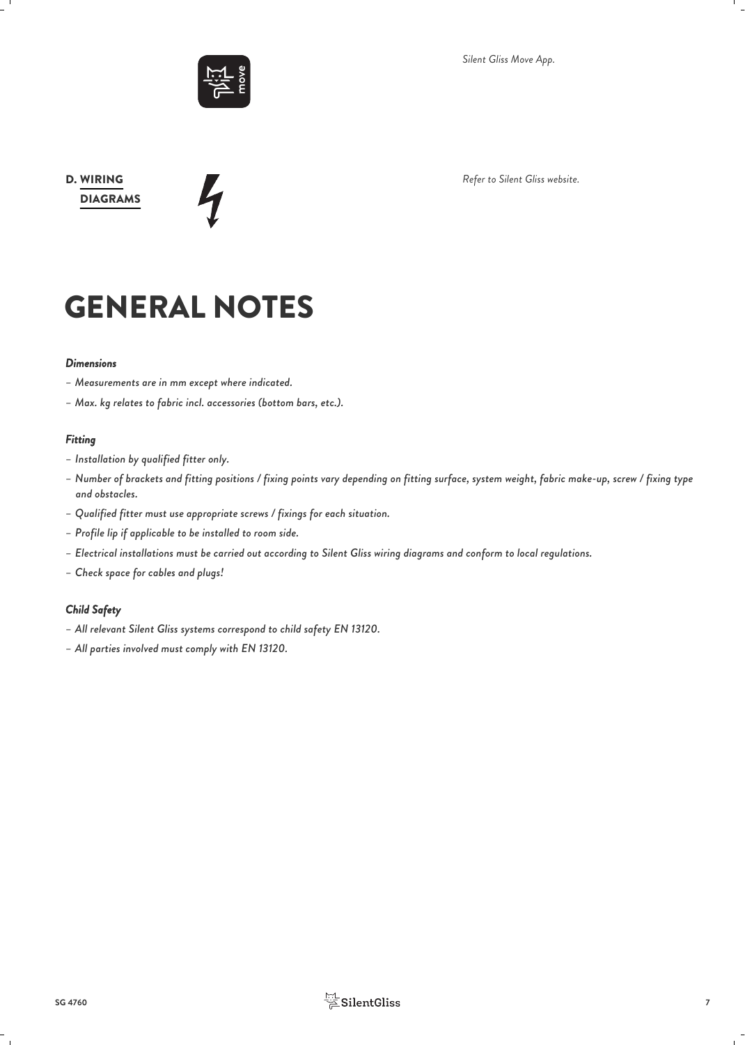*Silent Gliss Move App.*

**D. WIRING DIAGRAMS**

*Refer to Silent Gliss website.*

# GENERAL NOTES

***Dimensions***

- *Measurements are in mm except where indicated.*
- *Max. kg relates to fabric incl. accessories (bottom bars, etc.).*

***Fitting***

- *Installation by qualified fitter only.*
- *Number of brackets and fitting positions / fixing points vary depending on fitting surface, system weight, fabric make-up, screw / fixing type and obstacles.*
- *Qualified fitter must use appropriate screws / fixings for each situation.*
- *Profile lip if applicable to be installed to room side.*
- *Electrical installations must be carried out according to Silent Gliss wiring diagrams and conform to local regulations.*
- *Check space for cables and plugs!*

***Child Safety***

- *All relevant Silent Gliss systems correspond to child safety EN 13120.*
- *All parties involved must comply with EN 13120.*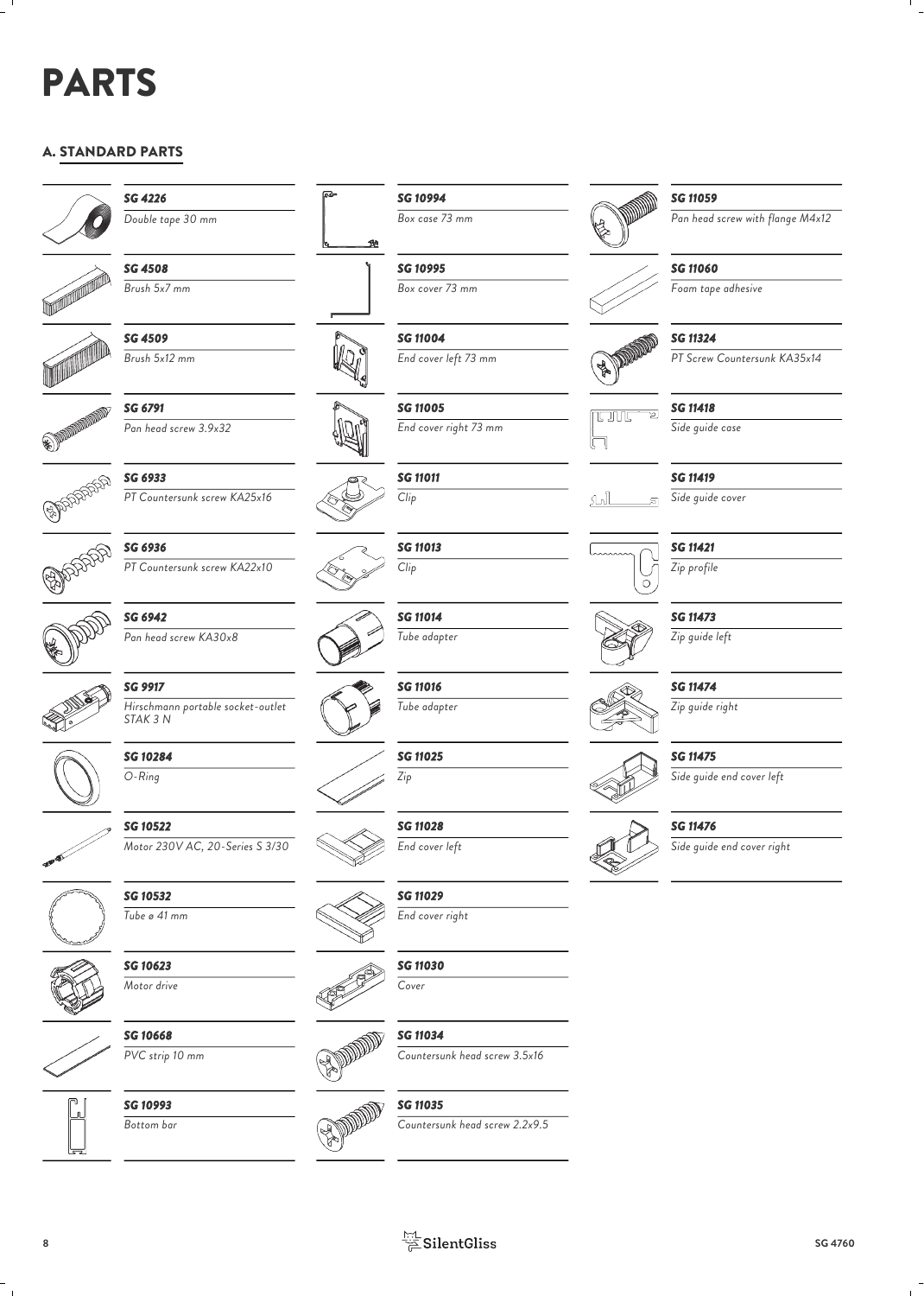# PARTS

## A. STANDARD PARTS

| Part no. | Description |
|---|---|
| *SG 4226* | *Double tape 30 mm* |
| *SG 4508* | *Brush 5x7 mm* |
| *SG 4509* | *Brush 5x12 mm* |
| *SG 6791* | *Pan head screw 3.9x32* |
| *SG 6933* | *PT Countersunk screw KA25x16* |
| *SG 6936* | *PT Countersunk screw KA22x10* |
| *SG 6942* | *Pan head screw KA30x8* |
| *SG 9917* | *Hirschmann portable socket-outlet STAK 3 N* |
| *SG 10284* | *O-Ring* |
| *SG 10522* | *Motor 230V AC, 20-Series S 3/30* |
| *SG 10532* | *Tube ø 41 mm* |
| *SG 10623* | *Motor drive* |
| *SG 10668* | *PVC strip 10 mm* |
| *SG 10993* | *Bottom bar* |
| *SG 10994* | *Box case 73 mm* |
| *SG 10995* | *Box cover 73 mm* |
| *SG 11004* | *End cover left 73 mm* |
| *SG 11005* | *End cover right 73 mm* |
| *SG 11011* | *Clip* |
| *SG 11013* | *Clip* |
| *SG 11014* | *Tube adapter* |
| *SG 11016* | *Tube adapter* |
| *SG 11025* | *Zip* |
| *SG 11028* | *End cover left* |
| *SG 11029* | *End cover right* |
| *SG 11030* | *Cover* |
| *SG 11034* | *Countersunk head screw 3.5x16* |
| *SG 11035* | *Countersunk head screw 2.2x9.5* |
| *SG 11059* | *Pan head screw with flange M4x12* |
| *SG 11060* | *Foam tape adhesive* |
| *SG 11324* | *PT Screw Countersunk KA35x14* |
| *SG 11418* | *Side guide case* |
| *SG 11419* | *Side guide cover* |
| *SG 11421* | *Zip profile* |
| *SG 11473* | *Zip guide left* |
| *SG 11474* | *Zip guide right* |
| *SG 11475* | *Side guide end cover left* |
| *SG 11476* | *Side guide end cover right* |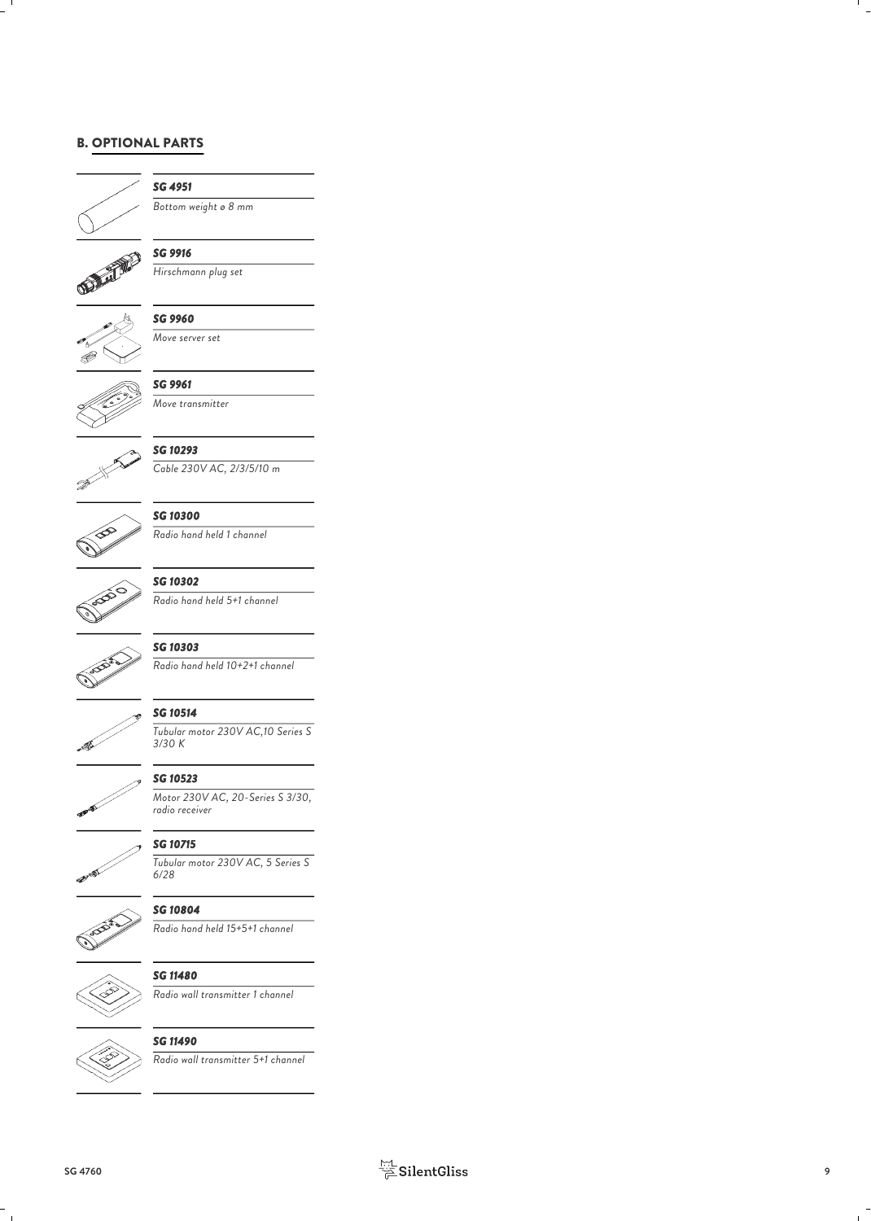## B. OPTIONAL PARTS

***SG 4951***
*Bottom weight ø 8 mm*

***SG 9916***
*Hirschmann plug set*

***SG 9960***
*Move server set*

***SG 9961***
*Move transmitter*

***SG 10293***
*Cable 230V AC, 2/3/5/10 m*

***SG 10300***
*Radio hand held 1 channel*

***SG 10302***
*Radio hand held 5+1 channel*

***SG 10303***
*Radio hand held 10+2+1 channel*

***SG 10514***
*Tubular motor 230V AC,10 Series S 3/30 K*

***SG 10523***
*Motor 230V AC, 20-Series S 3/30, radio receiver*

***SG 10715***
*Tubular motor 230V AC, 5 Series S 6/28*

***SG 10804***
*Radio hand held 15+5+1 channel*

***SG 11480***
*Radio wall transmitter 1 channel*

***SG 11490***
*Radio wall transmitter 5+1 channel*